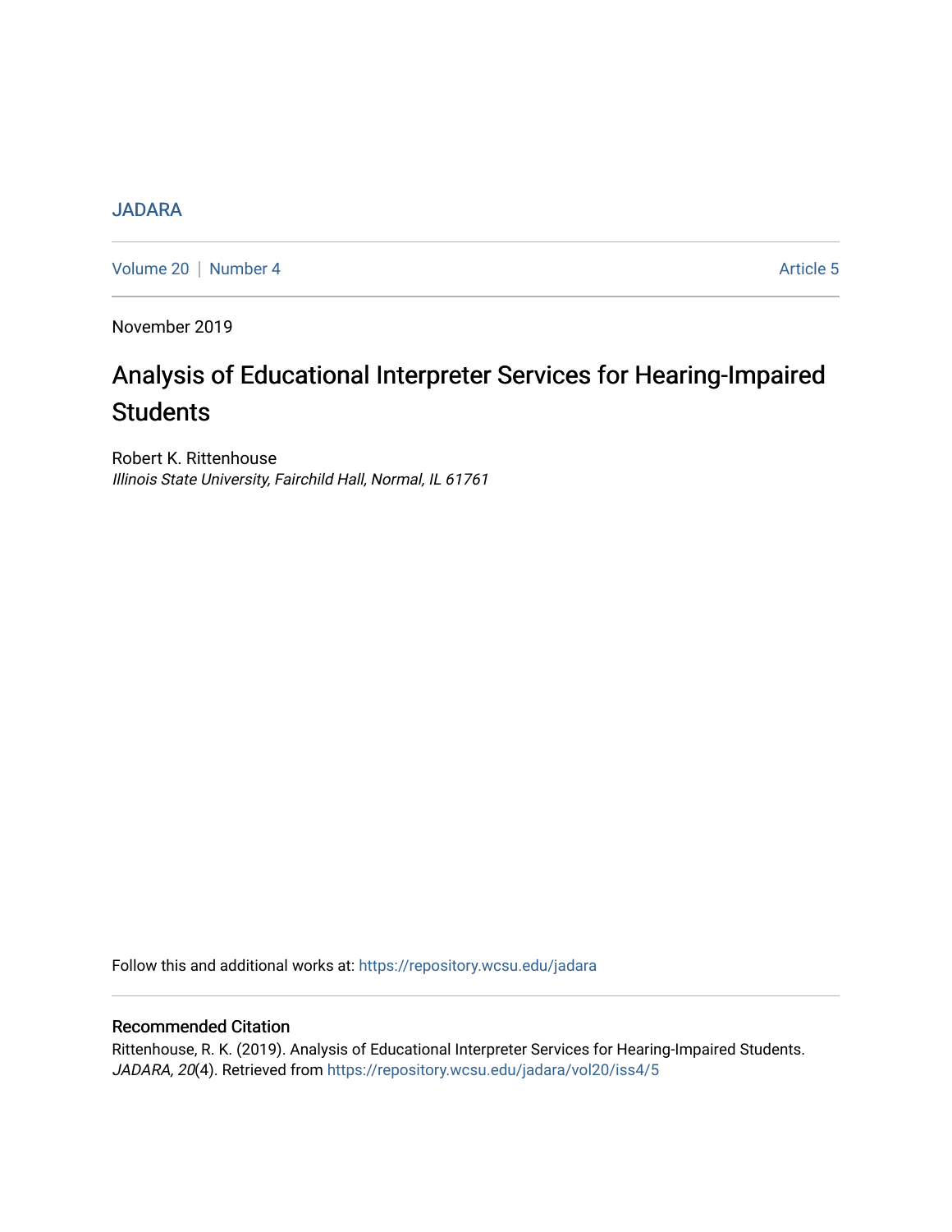JADARA

Volume 20 | Number 4 Article 5

November 2019

# Analysis of Educational Interpreter Services for Hearing-Impaired Students

Robert K. Rittenhouse
*Illinois State University, Fairchild Hall, Normal, IL 61761*

Follow this and additional works at: https://repository.wcsu.edu/jadara

## Recommended Citation

Rittenhouse, R. K. (2019). Analysis of Educational Interpreter Services for Hearing-Impaired Students. *JADARA, 20*(4). Retrieved from https://repository.wcsu.edu/jadara/vol20/iss4/5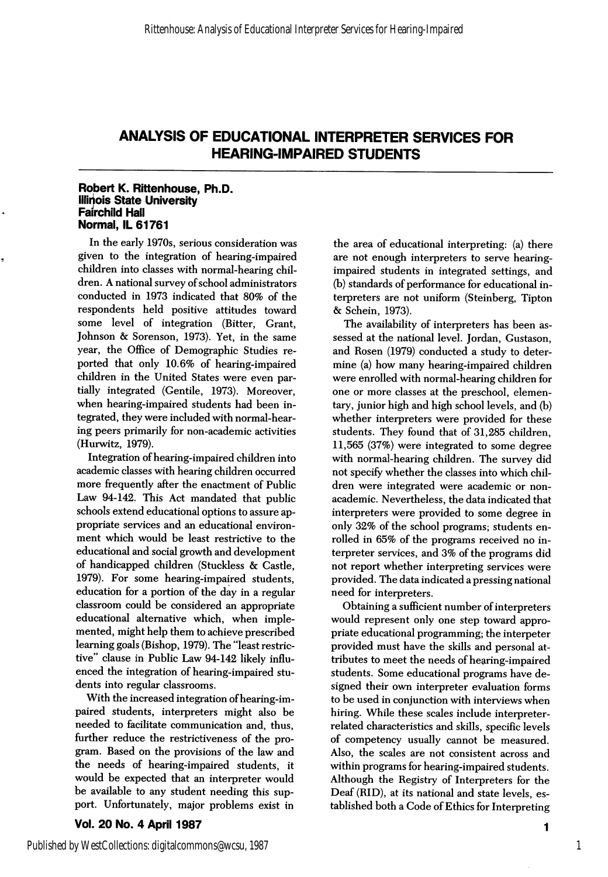# ANALYSIS OF EDUCATIONAL INTERPRETER SERVICES FOR HEARING-IMPAIRED STUDENTS

**Robert K. Rittenhouse, Ph.D.**
**Illinois State University**
**Fairchild Hall**
**Normal, IL 61761**

In the early 1970s, serious consideration was given to the integration of hearing-impaired children into classes with normal-hearing children. A national survey of school administrators conducted in 1973 indicated that 80% of the respondents held positive attitudes toward some level of integration (Bitter, Grant, Johnson & Sorenson, 1973). Yet, in the same year, the Office of Demographic Studies reported that only 10.6% of hearing-impaired children in the United States were even partially integrated (Gentile, 1973). Moreover, when hearing-impaired students had been integrated, they were included with normal-hearing peers primarily for non-academic activities (Hurwitz, 1979).

Integration of hearing-impaired children into academic classes with hearing children occurred more frequently after the enactment of Public Law 94-142. This Act mandated that public schools extend educational options to assure appropriate services and an educational environment which would be least restrictive to the educational and social growth and development of handicapped children (Stuckless & Castle, 1979). For some hearing-impaired students, education for a portion of the day in a regular classroom could be considered an appropriate educational alternative which, when implemented, might help them to achieve prescribed learning goals (Bishop, 1979). The "least restrictive" clause in Public Law 94-142 likely influenced the integration of hearing-impaired students into regular classrooms.

With the increased integration of hearing-impaired students, interpreters might also be needed to facilitate communication and, thus, further reduce the restrictiveness of the program. Based on the provisions of the law and the needs of hearing-impaired students, it would be expected that an interpreter would be available to any student needing this support. Unfortunately, major problems exist in the area of educational interpreting: (a) there are not enough interpreters to serve hearing-impaired students in integrated settings, and (b) standards of performance for educational interpreters are not uniform (Steinberg, Tipton & Schein, 1973).

The availability of interpreters has been assessed at the national level. Jordan, Gustason, and Rosen (1979) conducted a study to determine (a) how many hearing-impaired children were enrolled with normal-hearing children for one or more classes at the preschool, elementary, junior high and high school levels, and (b) whether interpreters were provided for these students. They found that of 31,285 children, 11,565 (37%) were integrated to some degree with normal-hearing children. The survey did not specify whether the classes into which children were integrated were academic or non-academic. Nevertheless, the data indicated that interpreters were provided to some degree in only 32% of the school programs; students enrolled in 65% of the programs received no interpreter services, and 3% of the programs did not report whether interpreting services were provided. The data indicated a pressing national need for interpreters.

Obtaining a sufficient number of interpreters would represent only one step toward appropriate educational programming; the interpeter provided must have the skills and personal attributes to meet the needs of hearing-impaired students. Some educational programs have designed their own interpreter evaluation forms to be used in conjunction with interviews when hiring. While these scales include interpreter-related characteristics and skills, specific levels of competency usually cannot be measured. Also, the scales are not consistent across and within programs for hearing-impaired students. Although the Registry of Interpreters for the Deaf (RID), at its national and state levels, established both a Code of Ethics for Interpreting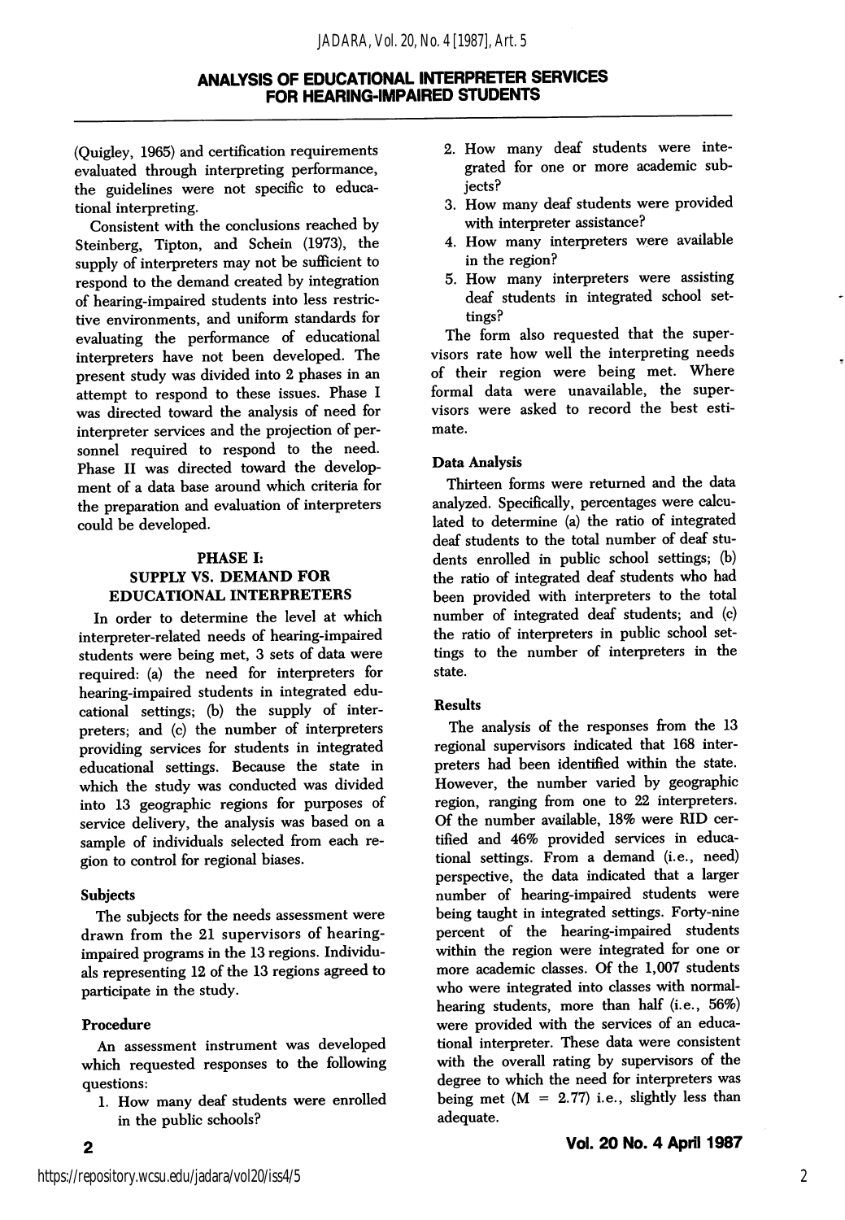(Quigley, 1965) and certification requirements evaluated through interpreting performance, the guidelines were not specific to educational interpreting.

Consistent with the conclusions reached by Steinberg, Tipton, and Schein (1973), the supply of interpreters may not be sufficient to respond to the demand created by integration of hearing-impaired students into less restrictive environments, and uniform standards for evaluating the performance of educational interpreters have not been developed. The present study was divided into 2 phases in an attempt to respond to these issues. Phase I was directed toward the analysis of need for interpreter services and the projection of personnel required to respond to the need. Phase II was directed toward the development of a data base around which criteria for the preparation and evaluation of interpreters could be developed.

## PHASE I: SUPPLY VS. DEMAND FOR EDUCATIONAL INTERPRETERS

In order to determine the level at which interpreter-related needs of hearing-impaired students were being met, 3 sets of data were required: (a) the need for interpreters for hearing-impaired students in integrated educational settings; (b) the supply of interpreters; and (c) the number of interpreters providing services for students in integrated educational settings. Because the state in which the study was conducted was divided into 13 geographic regions for purposes of service delivery, the analysis was based on a sample of individuals selected from each region to control for regional biases.

### Subjects

The subjects for the needs assessment were drawn from the 21 supervisors of hearing-impaired programs in the 13 regions. Individuals representing 12 of the 13 regions agreed to participate in the study.

### Procedure

An assessment instrument was developed which requested responses to the following questions:

1. How many deaf students were enrolled in the public schools?
2. How many deaf students were integrated for one or more academic subjects?
3. How many deaf students were provided with interpreter assistance?
4. How many interpreters were available in the region?
5. How many interpreters were assisting deaf students in integrated school settings?

The form also requested that the supervisors rate how well the interpreting needs of their region were being met. Where formal data were unavailable, the supervisors were asked to record the best estimate.

### Data Analysis

Thirteen forms were returned and the data analyzed. Specifically, percentages were calculated to determine (a) the ratio of integrated deaf students to the total number of deaf students enrolled in public school settings; (b) the ratio of integrated deaf students who had been provided with interpreters to the total number of integrated deaf students; and (c) the ratio of interpreters in public school settings to the number of interpreters in the state.

### Results

The analysis of the responses from the 13 regional supervisors indicated that 168 interpreters had been identified within the state. However, the number varied by geographic region, ranging from one to 22 interpreters. Of the number available, 18% were RID certified and 46% provided services in educational settings. From a demand (i.e., need) perspective, the data indicated that a larger number of hearing-impaired students were being taught in integrated settings. Forty-nine percent of the hearing-impaired students within the region were integrated for one or more academic classes. Of the 1,007 students who were integrated into classes with normal-hearing students, more than half (i.e., 56%) were provided with the services of an educational interpreter. These data were consistent with the overall rating by supervisors of the degree to which the need for interpreters was being met ($M = 2.77$) i.e., slightly less than adequate.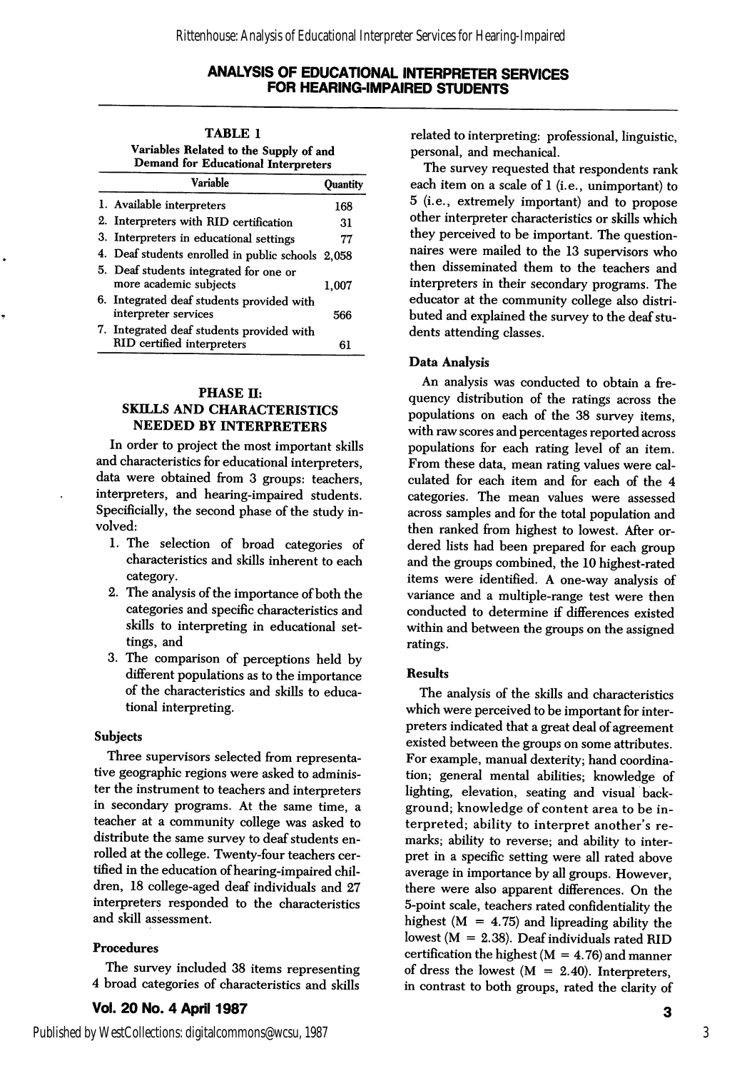# ANALYSIS OF EDUCATIONAL INTERPRETER SERVICES FOR HEARING-IMPAIRED STUDENTS

**TABLE 1**
**Variables Related to the Supply of and Demand for Educational Interpreters**

| Variable | Quantity |
|---|---|
| 1. Available interpreters | 168 |
| 2. Interpreters with RID certification | 31 |
| 3. Interpreters in educational settings | 77 |
| 4. Deaf students enrolled in public schools | 2,058 |
| 5. Deaf students integrated for one or more academic subjects | 1,007 |
| 6. Integrated deaf students provided with interpreter services | 566 |
| 7. Integrated deaf students provided with RID certified interpreters | 61 |

## PHASE II: SKILLS AND CHARACTERISTICS NEEDED BY INTERPRETERS

In order to project the most important skills and characteristics for educational interpreters, data were obtained from 3 groups: teachers, interpreters, and hearing-impaired students. Specificially, the second phase of the study involved:

1. The selection of broad categories of characteristics and skills inherent to each category.
2. The analysis of the importance of both the categories and specific characteristics and skills to interpreting in educational settings, and
3. The comparison of perceptions held by different populations as to the importance of the characteristics and skills to educational interpreting.

### Subjects

Three supervisors selected from representative geographic regions were asked to administer the instrument to teachers and interpreters in secondary programs. At the same time, a teacher at a community college was asked to distribute the same survey to deaf students enrolled at the college. Twenty-four teachers certified in the education of hearing-impaired children, 18 college-aged deaf individuals and 27 interpreters responded to the characteristics and skill assessment.

### Procedures

The survey included 38 items representing 4 broad categories of characteristics and skills related to interpreting: professional, linguistic, personal, and mechanical.

The survey requested that respondents rank each item on a scale of 1 (i.e., unimportant) to 5 (i.e., extremely important) and to propose other interpreter characteristics or skills which they perceived to be important. The questionnaires were mailed to the 13 supervisors who then disseminated them to the teachers and interpreters in their secondary programs. The educator at the community college also distributed and explained the survey to the deaf students attending classes.

### Data Analysis

An analysis was conducted to obtain a frequency distribution of the ratings across the populations on each of the 38 survey items, with raw scores and percentages reported across populations for each rating level of an item. From these data, mean rating values were calculated for each item and for each of the 4 categories. The mean values were assessed across samples and for the total population and then ranked from highest to lowest. After ordered lists had been prepared for each group and the groups combined, the 10 highest-rated items were identified. A one-way analysis of variance and a multiple-range test were then conducted to determine if differences existed within and between the groups on the assigned ratings.

### Results

The analysis of the skills and characteristics which were perceived to be important for interpreters indicated that a great deal of agreement existed between the groups on some attributes. For example, manual dexterity; hand coordination; general mental abilities; knowledge of lighting, elevation, seating and visual background; knowledge of content area to be interpreted; ability to interpret another's remarks; ability to reverse; and ability to interpret in a specific setting were all rated above average in importance by all groups. However, there were also apparent differences. On the 5-point scale, teachers rated confidentiality the highest ($M = 4.75$) and lipreading ability the lowest ($M = 2.38$). Deaf individuals rated RID certification the highest ($M = 4.76$) and manner of dress the lowest ($M = 2.40$). Interpreters, in contrast to both groups, rated the clarity of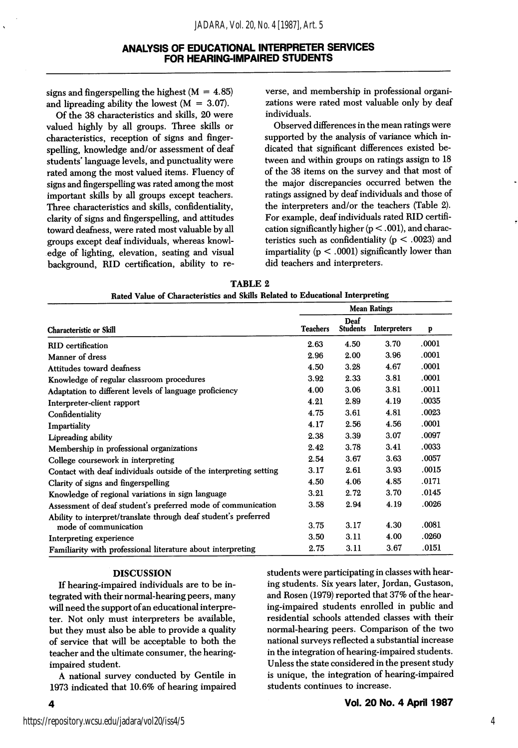signs and fingerspelling the highest ($M = 4.85$) and lipreading ability the lowest ($M = 3.07$).

Of the 38 characteristics and skills, 20 were valued highly by all groups. Three skills or characteristics, reception of signs and fingerspelling, knowledge and/or assessment of deaf students' language levels, and punctuality were rated among the most valued items. Fluency of signs and fingerspelling was rated among the most important skills by all groups except teachers. Three characteristics and skills, confidentiality, clarity of signs and fingerspelling, and attitudes toward deafness, were rated most valuable by all groups except deaf individuals, whereas knowledge of lighting, elevation, seating and visual background, RID certification, ability to reverse, and membership in professional organizations were rated most valuable only by deaf individuals.

Observed differences in the mean ratings were supported by the analysis of variance which indicated that significant differences existed between and within groups on ratings assign to 18 of the 38 items on the survey and that most of the major discrepancies occurred betwen the ratings assigned by deaf individuals and those of the interpreters and/or the teachers (Table 2). For example, deaf individuals rated RID certification significantly higher ($p < .001$), and characteristics such as confidentiality ($p < .0023$) and impartiality ($p < .0001$) significantly lower than did teachers and interpreters.

**TABLE 2**
**Rated Value of Characteristics and Skills Related to Educational Interpreting**

| | Mean Ratings | | | |
|---|---|---|---|---|
| Characteristic or Skill | Teachers | Deaf Students | Interpreters | p |
| RID certification | 2.63 | 4.50 | 3.70 | .0001 |
| Manner of dress | 2.96 | 2.00 | 3.96 | .0001 |
| Attitudes toward deafness | 4.50 | 3.28 | 4.67 | .0001 |
| Knowledge of regular classroom procedures | 3.92 | 2.33 | 3.81 | .0001 |
| Adaptation to different levels of language proficiency | 4.00 | 3.06 | 3.81 | .0011 |
| Interpreter-client rapport | 4.21 | 2.89 | 4.19 | .0035 |
| Confidentiality | 4.75 | 3.61 | 4.81 | .0023 |
| Impartiality | 4.17 | 2.56 | 4.56 | .0001 |
| Lipreading ability | 2.38 | 3.39 | 3.07 | .0097 |
| Membership in professional organizations | 2.42 | 3.78 | 3.41 | .0033 |
| College coursework in interpreting | 2.54 | 3.67 | 3.63 | .0057 |
| Contact with deaf individuals outside of the interpreting setting | 3.17 | 2.61 | 3.93 | .0015 |
| Clarity of signs and fingerspelling | 4.50 | 4.06 | 4.85 | .0171 |
| Knowledge of regional variations in sign language | 3.21 | 2.72 | 3.70 | .0145 |
| Assessment of deaf student's preferred mode of communication | 3.58 | 2.94 | 4.19 | .0026 |
| Ability to interpret/translate through deaf student's preferred mode of communication | 3.75 | 3.17 | 4.30 | .0081 |
| Interpreting experience | 3.50 | 3.11 | 4.00 | .0260 |
| Familiarity with professional literature about interpreting | 2.75 | 3.11 | 3.67 | .0151 |

## DISCUSSION

If hearing-impaired individuals are to be integrated with their normal-hearing peers, many will need the support of an educational interpreter. Not only must interpreters be available, but they must also be able to provide a quality of service that will be acceptable to both the teacher and the ultimate consumer, the hearing-impaired student.

A national survey conducted by Gentile in 1973 indicated that 10.6% of hearing impaired students were participating in classes with hearing students. Six years later, Jordan, Gustason, and Rosen (1979) reported that 37% of the hearing-impaired students enrolled in public and residential schools attended classes with their normal-hearing peers. Comparison of the two national surveys reflected a substantial increase in the integration of hearing-impaired students. Unless the state considered in the present study is unique, the integration of hearing-impaired students continues to increase.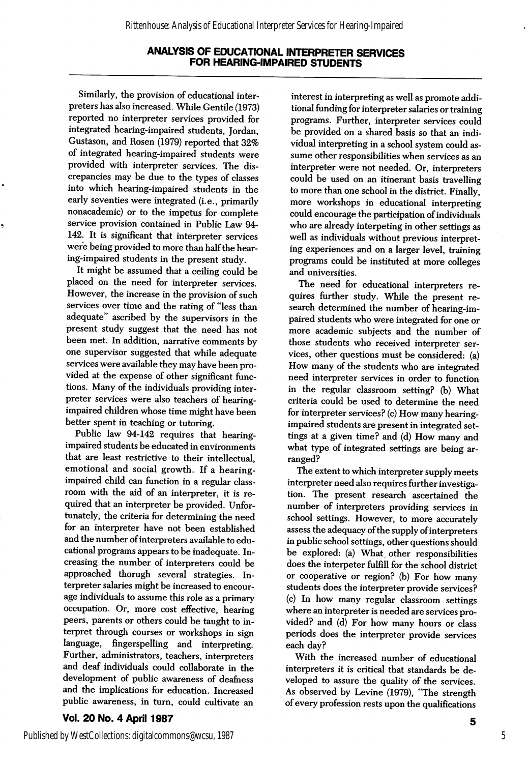Similarly, the provision of educational interpreters has also increased. While Gentile (1973) reported no interpreter services provided for integrated hearing-impaired students, Jordan, Gustason, and Rosen (1979) reported that 32% of integrated hearing-impaired students were provided with interpreter services. The discrepancies may be due to the types of classes into which hearing-impaired students in the early seventies were integrated (i.e., primarily nonacademic) or to the impetus for complete service provision contained in Public Law 94-142. It is significant that interpreter services were being provided to more than half the hearing-impaired students in the present study.

It might be assumed that a ceiling could be placed on the need for interpreter services. However, the increase in the provision of such services over time and the rating of "less than adequate" ascribed by the supervisors in the present study suggest that the need has not been met. In addition, narrative comments by one supervisor suggested that while adequate services were available they may have been provided at the expense of other significant functions. Many of the individuals providing interpreter services were also teachers of hearing-impaired children whose time might have been better spent in teaching or tutoring.

Public law 94-142 requires that hearing-impaired students be educated in environments that are least restrictive to their intellectual, emotional and social growth. If a hearing-impaired child can function in a regular classroom with the aid of an interpreter, it is required that an interpreter be provided. Unfortunately, the criteria for determining the need for an interpreter have not been established and the number of interpreters available to educational programs appears to be inadequate. Increasing the number of interpreters could be approached thorugh several strategies. Interpreter salaries might be increased to encourage individuals to assume this role as a primary occupation. Or, more cost effective, hearing peers, parents or others could be taught to interpret through courses or workshops in sign language, fingerspelling and interpreting. Further, administrators, teachers, interpreters and deaf individuals could collaborate in the development of public awareness of deafness and the implications for education. Increased public awareness, in turn, could cultivate an interest in interpreting as well as promote additional funding for interpreter salaries or training programs. Further, interpreter services could be provided on a shared basis so that an individual interpreting in a school system could assume other responsibilities when services as an interpreter were not needed. Or, interpreters could be used on an itinerant basis travelling to more than one school in the district. Finally, more workshops in educational interpreting could encourage the participation of individuals who are already interpeting in other settings as well as individuals without previous interpreting experiences and on a larger level, training programs could be instituted at more colleges and universities.

The need for educational interpreters requires further study. While the present research determined the number of hearing-impaired students who were integrated for one or more academic subjects and the number of those students who received interpreter services, other questions must be considered: (a) How many of the students who are integrated need interpreter services in order to function in the regular classroom setting? (b) What criteria could be used to determine the need for interpreter services? (c) How many hearing-impaired students are present in integrated settings at a given time? and (d) How many and what type of integrated settings are being arranged?

The extent to which interpreter supply meets interpreter need also requires further investigation. The present research ascertained the number of interpreters providing services in school settings. However, to more accurately assess the adequacy of the supply of interpreters in public school settings, other questions should be explored: (a) What other responsibilities does the interpeter fulfill for the school district or cooperative or region? (b) For how many students does the interpreter provide services? (c) In how many regular classroom settings where an interpreter is needed are services provided? and (d) For how many hours or class periods does the interpreter provide services each day?

With the increased number of educational interpreters it is critical that standards be developed to assure the quality of the services. As observed by Levine (1979), "The strength of every profession rests upon the qualifications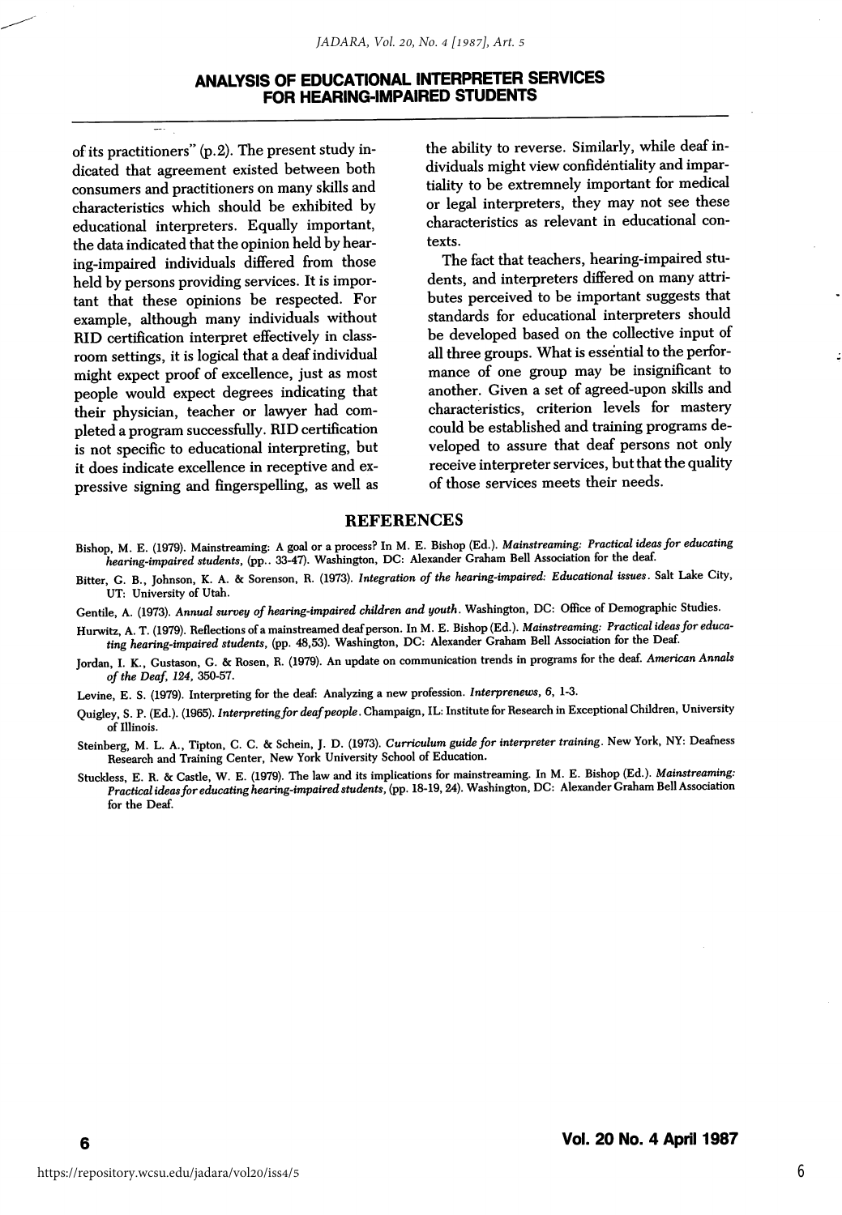of its practitioners" (p.2). The present study indicated that agreement existed between both consumers and practitioners on many skills and characteristics which should be exhibited by educational interpreters. Equally important, the data indicated that the opinion held by hearing-impaired individuals differed from those held by persons providing services. It is important that these opinions be respected. For example, although many individuals without RID certification interpret effectively in classroom settings, it is logical that a deaf individual might expect proof of excellence, just as most people would expect degrees indicating that their physician, teacher or lawyer had completed a program successfully. RID certification is not specific to educational interpreting, but it does indicate excellence in receptive and expressive signing and fingerspelling, as well as the ability to reverse. Similarly, while deaf individuals might view confidentiality and impartiality to be extremnely important for medical or legal interpreters, they may not see these characteristics as relevant in educational contexts.

The fact that teachers, hearing-impaired students, and interpreters differed on many attributes perceived to be important suggests that standards for educational interpreters should be developed based on the collective input of all three groups. What is essential to the performance of one group may be insignificant to another. Given a set of agreed-upon skills and characteristics, criterion levels for mastery could be established and training programs developed to assure that deaf persons not only receive interpreter services, but that the quality of those services meets their needs.

## REFERENCES

Bishop, M. E. (1979). Mainstreaming: A goal or a process? In M. E. Bishop (Ed.). *Mainstreaming: Practical ideas for educating hearing-impaired students,* (pp.. 33-47). Washington, DC: Alexander Graham Bell Association for the deaf.

Bitter, G. B., Johnson, K. A. & Sorenson, R. (1973). *Integration of the hearing-impaired: Educational issues*. Salt Lake City, UT: University of Utah.

Gentile, A. (1973). *Annual survey of hearing-impaired children and youth*. Washington, DC: Office of Demographic Studies.

Hurwitz, A. T. (1979). Reflections of a mainstreamed deaf person. In M. E. Bishop (Ed.). *Mainstreaming: Practical ideas for educating hearing-impaired students,* (pp. 48,53). Washington, DC: Alexander Graham Bell Association for the Deaf.

Jordan, I. K., Gustason, G. & Rosen, R. (1979). An update on communication trends in programs for the deaf. *American Annals of the Deaf, 124,* 350-57.

Levine, E. S. (1979). Interpreting for the deaf: Analyzing a new profession. *Interprenews, 6,* 1-3.

Quigley, S. P. (Ed.). (1965). *Interpreting for deaf people*. Champaign, IL: Institute for Research in Exceptional Children, University of Illinois.

Steinberg, M. L. A., Tipton, C. C. & Schein, J. D. (1973). *Curriculum guide for interpreter training*. New York, NY: Deafness Research and Training Center, New York University School of Education.

Stuckless, E. R. & Castle, W. E. (1979). The law and its implications for mainstreaming. In M. E. Bishop (Ed.). *Mainstreaming: Practical ideas for educating hearing-impaired students,* (pp. 18-19, 24). Washington, DC: Alexander Graham Bell Association for the Deaf.